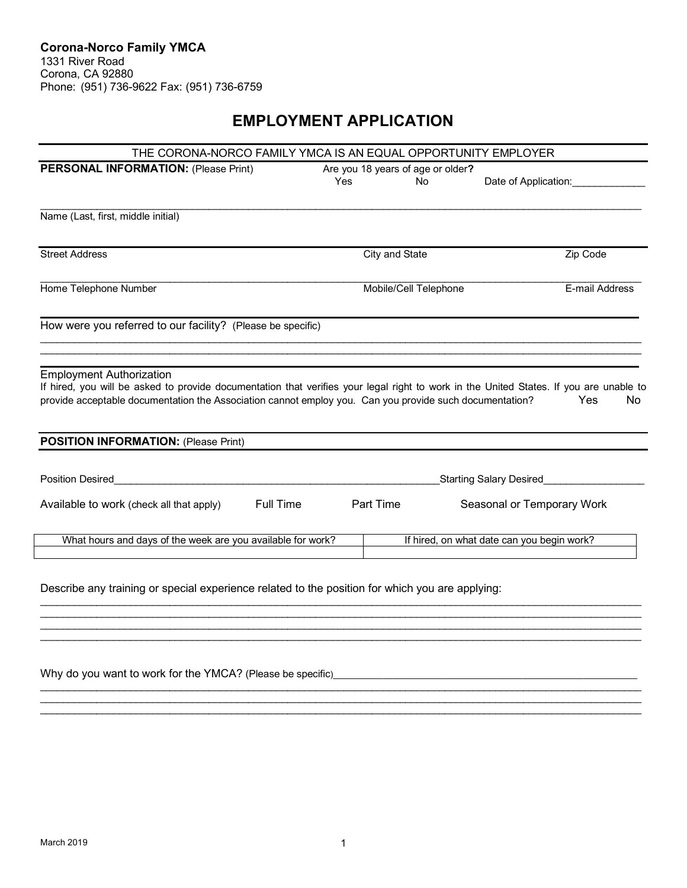**Corona-Norco Family YMCA**
1331 River Road
Corona, CA 92880
Phone: (951) 736-9622 Fax: (951) 736-6759

# EMPLOYMENT APPLICATION

THE CORONA-NORCO FAMILY YMCA IS AN EQUAL OPPORTUNITY EMPLOYER

**PERSONAL INFORMATION:** (Please Print) Are you 18 years of age or older**?** Yes No Date of Application:_____________

_____________________________________________________________________________________________
Name (Last, first, middle initial)

Street Address City and State Zip Code

_____________________________________________________________________________________________
Home Telephone Number Mobile/Cell Telephone E-mail Address

How were you referred to our facility? (Please be specific)
_____________________________________________________________________________________________
_____________________________________________________________________________________________

Employment Authorization
If hired, you will be asked to provide documentation that verifies your legal right to work in the United States. If you are unable to provide acceptable documentation the Association cannot employ you. Can you provide such documentation? Yes No

**POSITION INFORMATION:** (Please Print)

Position Desired_____________________________________________________________Starting Salary Desired__________________

Available to work (check all that apply) Full Time Part Time Seasonal or Temporary Work

| What hours and days of the week are you available for work? | If hired, on what date can you begin work? |
|---|---|
| | |

Describe any training or special experience related to the position for which you are applying:
_____________________________________________________________________________________________
_____________________________________________________________________________________________
_____________________________________________________________________________________________
_____________________________________________________________________________________________

Why do you want to work for the YMCA? (Please be specific)___________________________________________________________
_____________________________________________________________________________________________
_____________________________________________________________________________________________
_____________________________________________________________________________________________

March 2019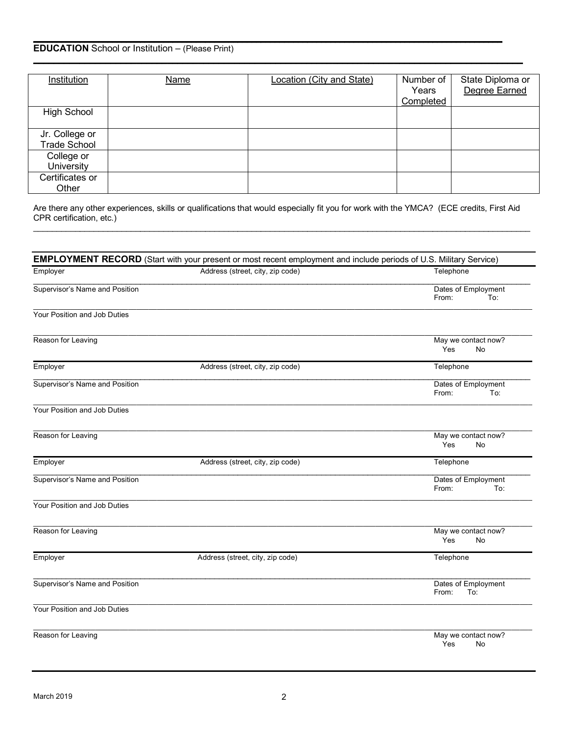**EDUCATION** School or Institution – (Please Print)

| Institution | Name | Location (City and State) | Number of Years Completed | State Diploma or Degree Earned |
|---|---|---|---|---|
| High School | | | | |
| Jr. College or Trade School | | | | |
| College or University | | | | |
| Certificates or Other | | | | |

Are there any other experiences, skills or qualifications that would especially fit you for work with the YMCA? (ECE credits, First Aid CPR certification, etc.)

______________________________________________________________________________

**EMPLOYMENT RECORD** (Start with your present or most recent employment and include periods of U.S. Military Service)

Employer | Address (street, city, zip code) | Telephone

Supervisor's Name and Position | Dates of Employment From: To:

Your Position and Job Duties

Reason for Leaving | May we contact now? Yes No

Employer | Address (street, city, zip code) | Telephone

Supervisor's Name and Position | Dates of Employment From: To:

Your Position and Job Duties

Reason for Leaving | May we contact now? Yes No

Employer | Address (street, city, zip code) | Telephone

Supervisor's Name and Position | Dates of Employment From: To:

Your Position and Job Duties

Reason for Leaving | May we contact now? Yes No

Employer | Address (street, city, zip code) | Telephone

Supervisor's Name and Position | Dates of Employment From: To:

Your Position and Job Duties

Reason for Leaving | May we contact now? Yes No

March 2019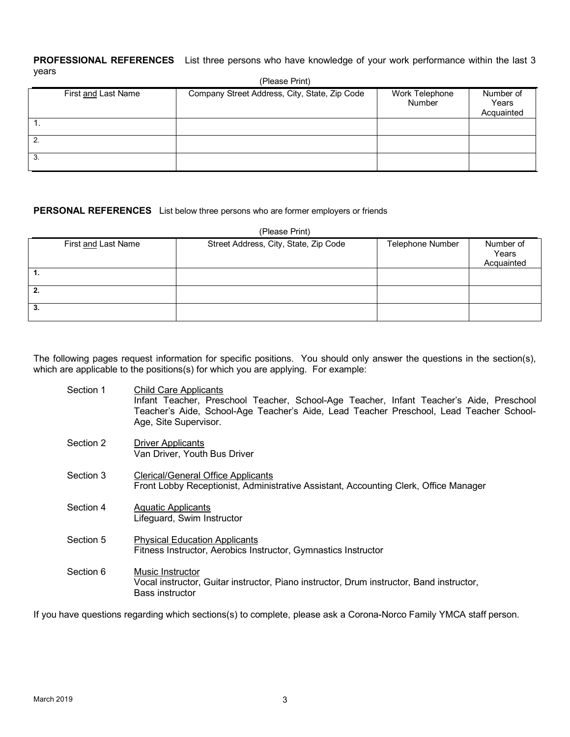**PROFESSIONAL REFERENCES** List three persons who have knowledge of your work performance within the last 3 years

(Please Print)

| First and Last Name | Company Street Address, City, State, Zip Code | Work Telephone Number | Number of Years Acquainted |
|---|---|---|---|
| 1. | | | |
| 2. | | | |
| 3. | | | |

**PERSONAL REFERENCES** List below three persons who are former employers or friends

(Please Print)

| First and Last Name | Street Address, City, State, Zip Code | Telephone Number | Number of Years Acquainted |
|---|---|---|---|
| **1.** | | | |
| **2.** | | | |
| **3.** | | | |

The following pages request information for specific positions. You should only answer the questions in the section(s), which are applicable to the positions(s) for which you are applying. For example:

Section 1 — Child Care Applicants
Infant Teacher, Preschool Teacher, School-Age Teacher, Infant Teacher's Aide, Preschool Teacher's Aide, School-Age Teacher's Aide, Lead Teacher Preschool, Lead Teacher School-Age, Site Supervisor.

Section 2 — Driver Applicants
Van Driver, Youth Bus Driver

Section 3 — Clerical/General Office Applicants
Front Lobby Receptionist, Administrative Assistant, Accounting Clerk, Office Manager

Section 4 — Aquatic Applicants
Lifeguard, Swim Instructor

Section 5 — Physical Education Applicants
Fitness Instructor, Aerobics Instructor, Gymnastics Instructor

Section 6 — Music Instructor
Vocal instructor, Guitar instructor, Piano instructor, Drum instructor, Band instructor, Bass instructor

If you have questions regarding which sections(s) to complete, please ask a Corona-Norco Family YMCA staff person.

March 2019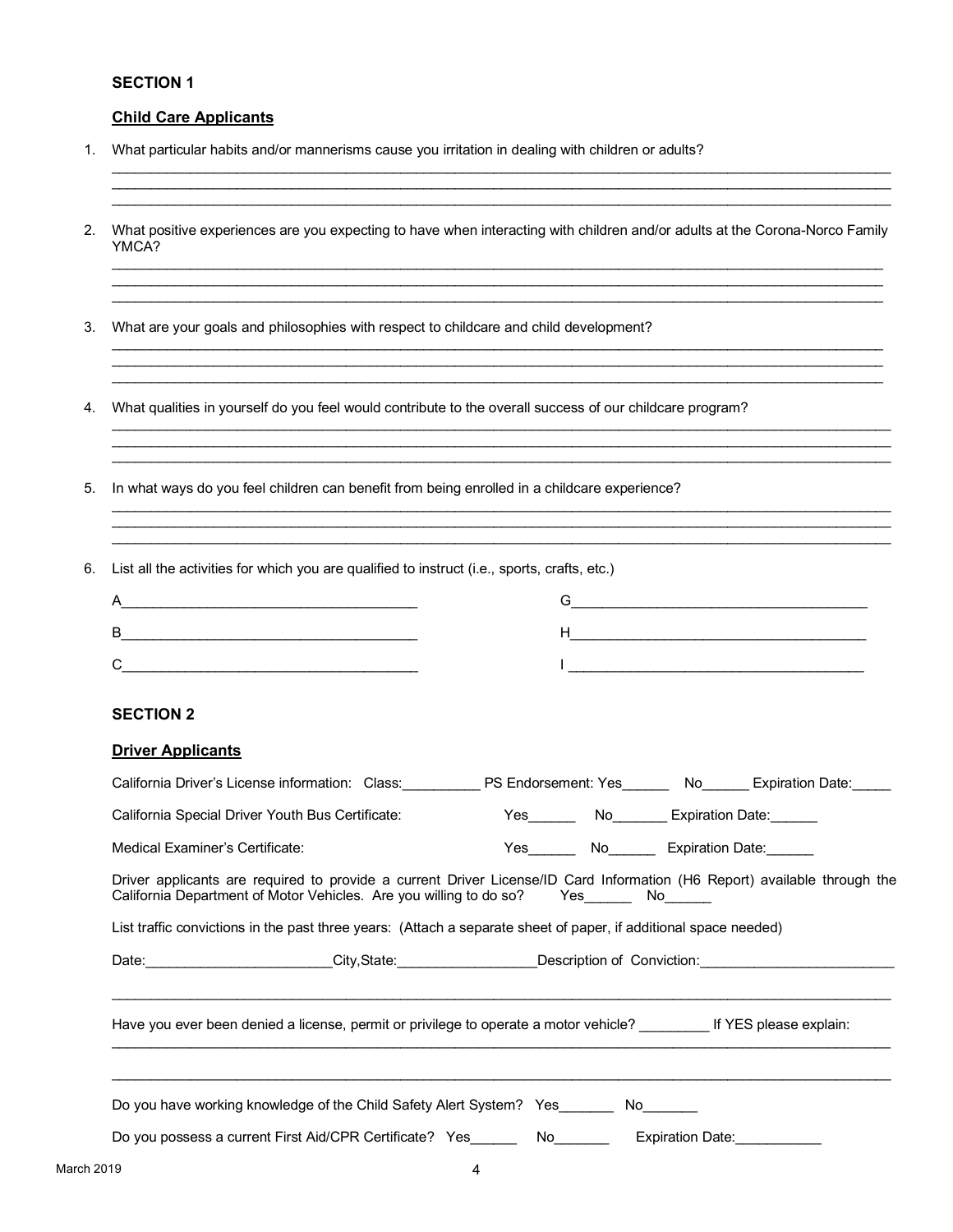**SECTION 1**

**Child Care Applicants**

1. What particular habits and/or mannerisms cause you irritation in dealing with children or adults?
___________________________________________________________________________
___________________________________________________________________________
___________________________________________________________________________

2. What positive experiences are you expecting to have when interacting with children and/or adults at the Corona-Norco Family YMCA?
___________________________________________________________________________
___________________________________________________________________________
___________________________________________________________________________

3. What are your goals and philosophies with respect to childcare and child development?
___________________________________________________________________________
___________________________________________________________________________
___________________________________________________________________________

4. What qualities in yourself do you feel would contribute to the overall success of our childcare program?
___________________________________________________________________________
___________________________________________________________________________
___________________________________________________________________________

5. In what ways do you feel children can benefit from being enrolled in a childcare experience?
___________________________________________________________________________
___________________________________________________________________________
___________________________________________________________________________

6. List all the activities for which you are qualified to instruct (i.e., sports, crafts, etc.)

A_____________________________________ G_____________________________________

B_____________________________________ H_____________________________________

C_____________________________________ I _____________________________________

**SECTION 2**

**Driver Applicants**

California Driver's License information: Class:__________ PS Endorsement: Yes______ No______ Expiration Date:_____

California Special Driver Youth Bus Certificate: Yes______ No_______ Expiration Date:______

Medical Examiner's Certificate: Yes______ No______ Expiration Date:______

Driver applicants are required to provide a current Driver License/ID Card Information (H6 Report) available through the California Department of Motor Vehicles. Are you willing to do so? Yes______ No______

List traffic convictions in the past three years: (Attach a separate sheet of paper, if additional space needed)

Date:_______________________City,State:_________________Description of Conviction:_________________________

___________________________________________________________________________

Have you ever been denied a license, permit or privilege to operate a motor vehicle? _________ If YES please explain:
___________________________________________________________________________

___________________________________________________________________________

Do you have working knowledge of the Child Safety Alert System? Yes_______ No_______

Do you possess a current First Aid/CPR Certificate? Yes______ No_______ Expiration Date:___________

March 2019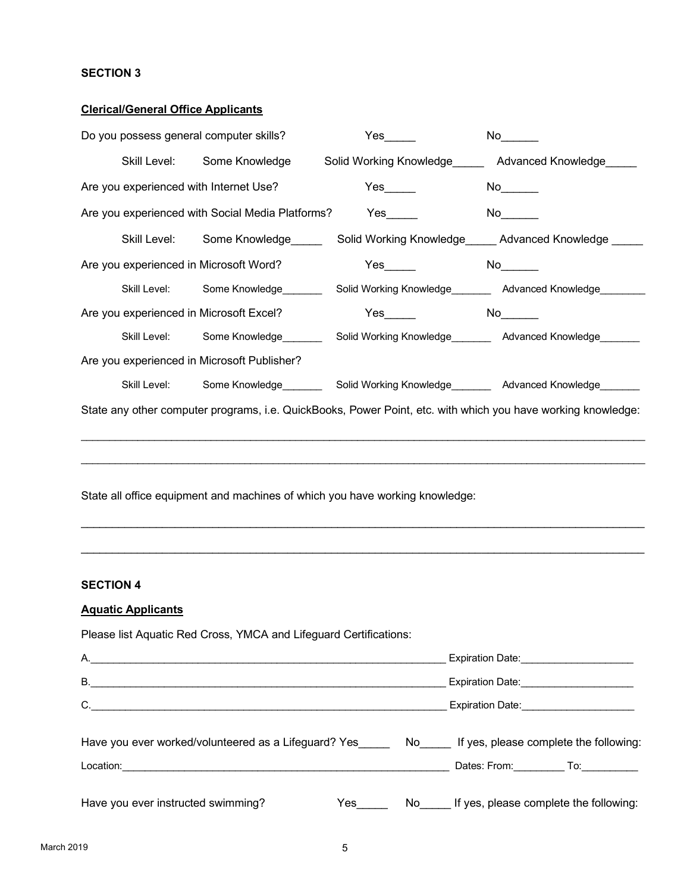**SECTION 3**

**Clerical/General Office Applicants**

Do you possess general computer skills? Yes_____ No______

Skill Level: Some Knowledge Solid Working Knowledge_____ Advanced Knowledge_____

Are you experienced with Internet Use? Yes_____ No______

Are you experienced with Social Media Platforms? Yes_____ No______

Skill Level: Some Knowledge_____ Solid Working Knowledge_____ Advanced Knowledge _____

Are you experienced in Microsoft Word? Yes_____ No______

Skill Level: Some Knowledge_______ Solid Working Knowledge_______ Advanced Knowledge________

Are you experienced in Microsoft Excel? Yes_____ No______

Skill Level: Some Knowledge_______ Solid Working Knowledge_______ Advanced Knowledge_______

Are you experienced in Microsoft Publisher?

Skill Level: Some Knowledge_______ Solid Working Knowledge_______ Advanced Knowledge_______

State any other computer programs, i.e. QuickBooks, Power Point, etc. with which you have working knowledge:

_____________________________________________________________________________________

_____________________________________________________________________________________

State all office equipment and machines of which you have working knowledge:

_____________________________________________________________________________________

_____________________________________________________________________________________

**SECTION 4**

**Aquatic Applicants**

Please list Aquatic Red Cross, YMCA and Lifeguard Certifications:

A._______________________________________________________________ Expiration Date:____________________

B._______________________________________________________________ Expiration Date:____________________

C._______________________________________________________________ Expiration Date:____________________

Have you ever worked/volunteered as a Lifeguard? Yes_____ No_____ If yes, please complete the following:

Location:___________________________________________________________ Dates: From:_________ To:__________

Have you ever instructed swimming? Yes_____ No_____ If yes, please complete the following: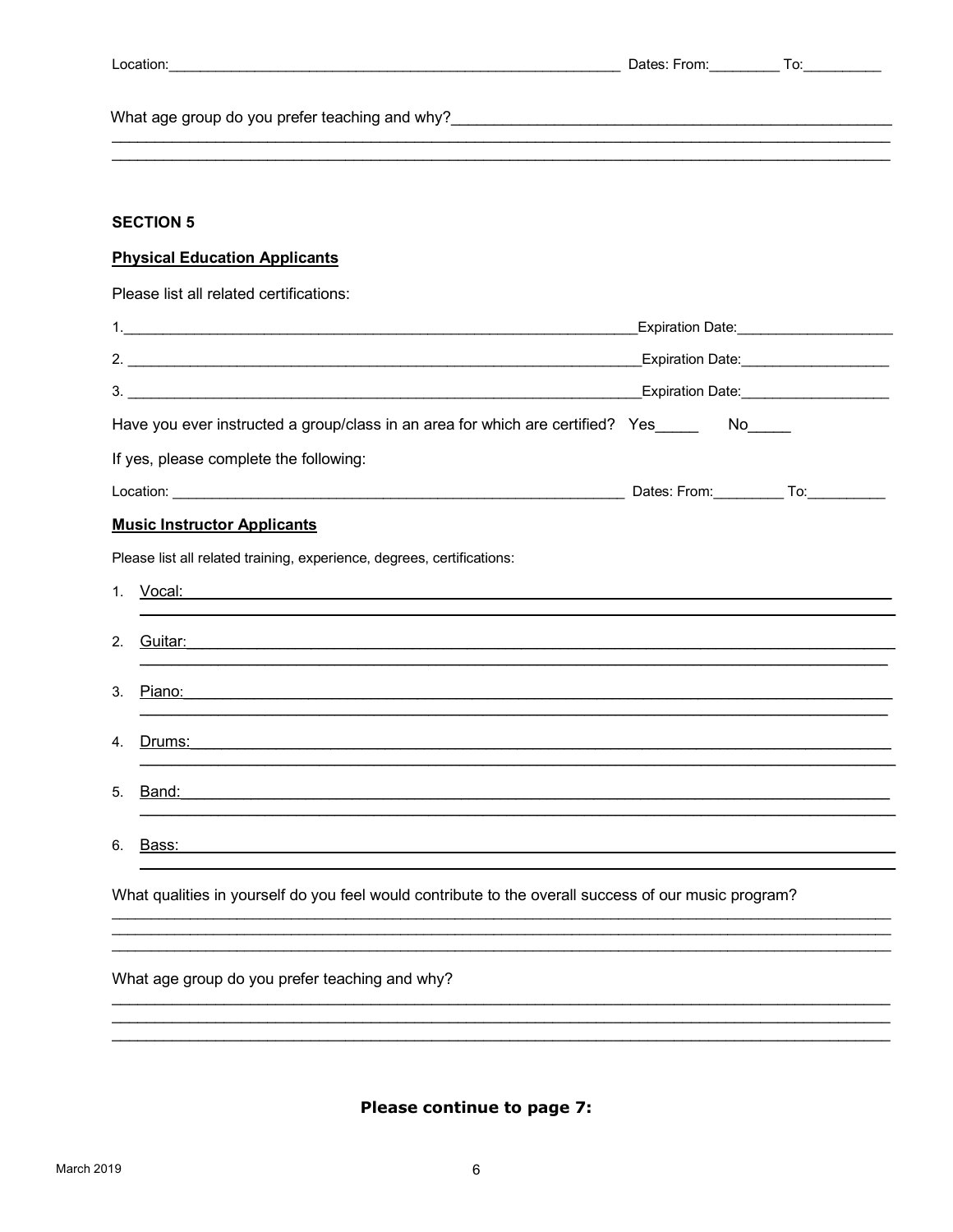Location:___________________________________________________________ Dates: From:_________ To:__________

What age group do you prefer teaching and why?_____________________________________________________

_____________________________________________________________________________________________

_____________________________________________________________________________________________

**SECTION 5**

**Physical Education Applicants**

Please list all related certifications:

1.____________________________________________________________________Expiration Date:____________________

2. ____________________________________________________________________Expiration Date:___________________

3. ____________________________________________________________________Expiration Date:___________________

Have you ever instructed a group/class in an area for which are certified? Yes_____ No_____

If yes, please complete the following:

Location: ___________________________________________________________ Dates: From:_________ To:__________

**Music Instructor Applicants**

Please list all related training, experience, degrees, certifications:

1. Vocal:
2. Guitar:
3. Piano:
4. Drums:
5. Band:
6. Bass:

What qualities in yourself do you feel would contribute to the overall success of our music program?

_____________________________________________________________________________________________

_____________________________________________________________________________________________

_____________________________________________________________________________________________

What age group do you prefer teaching and why?

_____________________________________________________________________________________________

_____________________________________________________________________________________________

_____________________________________________________________________________________________

**Please continue to page 7:**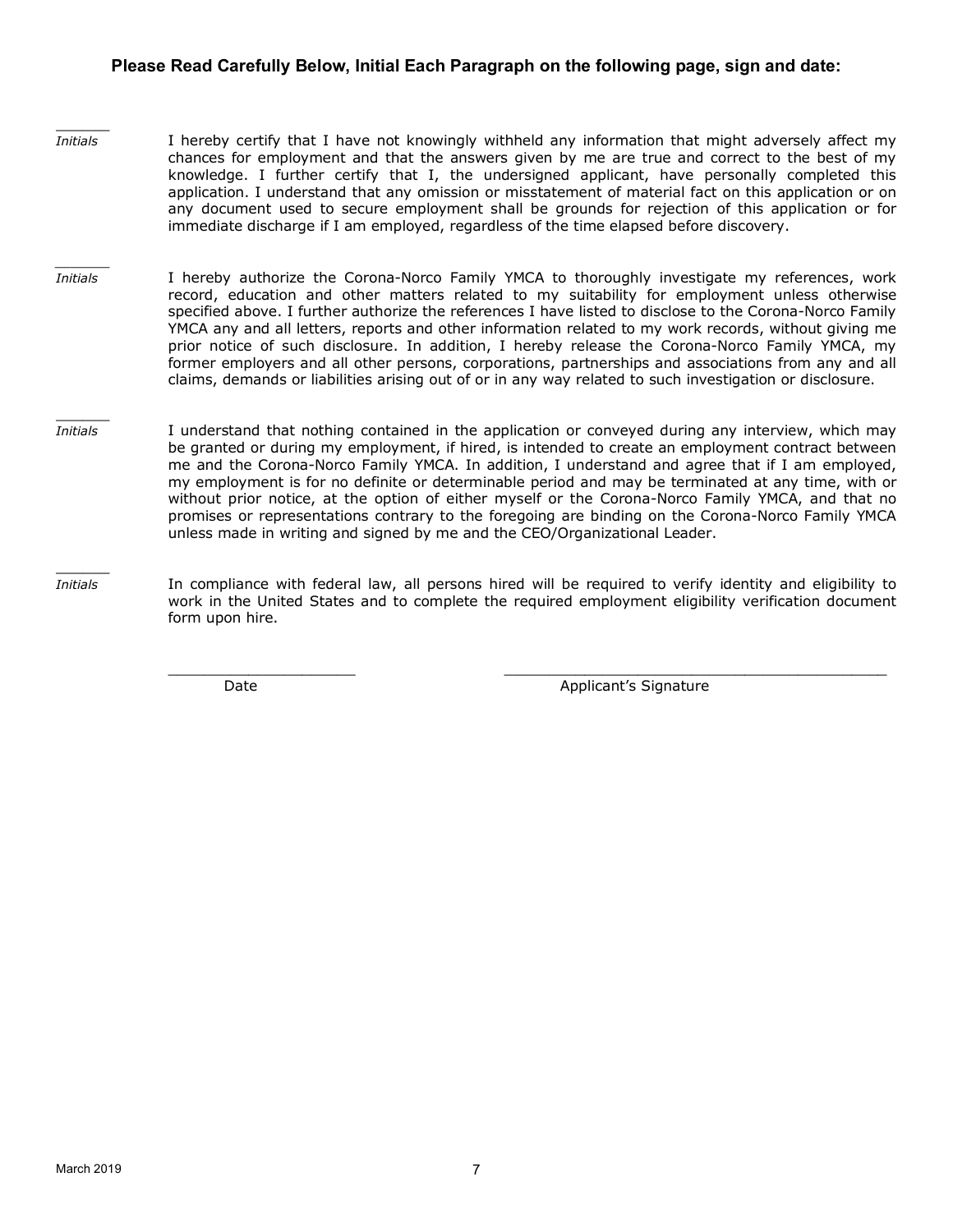**Please Read Carefully Below, Initial Each Paragraph on the following page, sign and date:**

\_\_\_\_\_\_
*Initials*

I hereby certify that I have not knowingly withheld any information that might adversely affect my chances for employment and that the answers given by me are true and correct to the best of my knowledge. I further certify that I, the undersigned applicant, have personally completed this application. I understand that any omission or misstatement of material fact on this application or on any document used to secure employment shall be grounds for rejection of this application or for immediate discharge if I am employed, regardless of the time elapsed before discovery.

\_\_\_\_\_\_
*Initials*

I hereby authorize the Corona-Norco Family YMCA to thoroughly investigate my references, work record, education and other matters related to my suitability for employment unless otherwise specified above. I further authorize the references I have listed to disclose to the Corona-Norco Family YMCA any and all letters, reports and other information related to my work records, without giving me prior notice of such disclosure. In addition, I hereby release the Corona-Norco Family YMCA, my former employers and all other persons, corporations, partnerships and associations from any and all claims, demands or liabilities arising out of or in any way related to such investigation or disclosure.

\_\_\_\_\_\_
*Initials*

I understand that nothing contained in the application or conveyed during any interview, which may be granted or during my employment, if hired, is intended to create an employment contract between me and the Corona-Norco Family YMCA. In addition, I understand and agree that if I am employed, my employment is for no definite or determinable period and may be terminated at any time, with or without prior notice, at the option of either myself or the Corona-Norco Family YMCA, and that no promises or representations contrary to the foregoing are binding on the Corona-Norco Family YMCA unless made in writing and signed by me and the CEO/Organizational Leader.

\_\_\_\_\_\_
*Initials*

In compliance with federal law, all persons hired will be required to verify identity and eligibility to work in the United States and to complete the required employment eligibility verification document form upon hire.

\_\_\_\_\_\_\_\_\_\_\_\_\_\_\_\_\_\_\_\_ \_\_\_\_\_\_\_\_\_\_\_\_\_\_\_\_\_\_\_\_\_\_\_\_\_\_\_\_\_\_\_\_\_\_\_\_\_\_\_\_

Date Applicant's Signature

March 2019